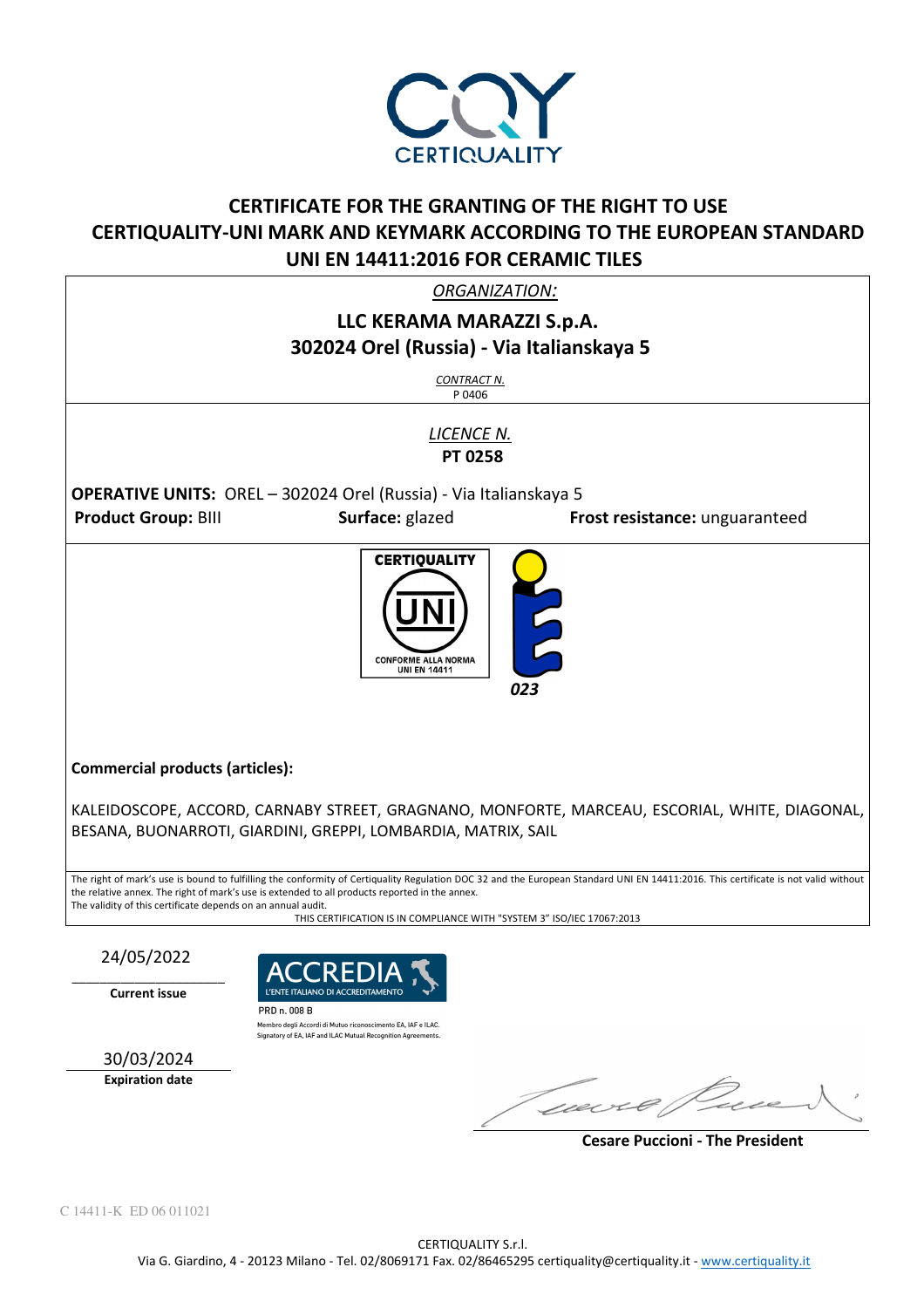# CERTIFICATE FOR THE GRANTING OF THE RIGHT TO USE CERTIQUALITY-UNI MARK AND KEYMARK ACCORDING TO THE EUROPEAN STANDARD UNI EN 14411:2016 FOR CERAMIC TILES

*ORGANIZATION:*

**LLC KERAMA MARAZZI S.p.A.**
**302024 Orel (Russia) - Via Italianskaya 5**

*CONTRACT N.*
P 0406

*LICENCE N.*
**PT 0258**

**OPERATIVE UNITS:** OREL – 302024 Orel (Russia) - Via Italianskaya 5

**Product Group:** BIII **Surface:** glazed **Frost resistance:** unguaranteed

CERTIQUALITY UNI CONFORME ALLA NORMA UNI EN 14411

023

**Commercial products (articles):**

KALEIDOSCOPE, ACCORD, CARNABY STREET, GRAGNANO, MONFORTE, MARCEAU, ESCORIAL, WHITE, DIAGONAL, BESANA, BUONARROTI, GIARDINI, GREPPI, LOMBARDIA, MATRIX, SAIL

The right of mark's use is bound to fulfilling the conformity of Certiquality Regulation DOC 32 and the European Standard UNI EN 14411:2016. This certificate is not valid without the relative annex. The right of mark's use is extended to all products reported in the annex.
The validity of this certificate depends on an annual audit.
THIS CERTIFICATION IS IN COMPLIANCE WITH "SYSTEM 3" ISO/IEC 17067:2013

24/05/2022
**Current issue**

ACCREDIA L'ENTE ITALIANO DI ACCREDITAMENTO
PRD n. 008 B
Membro degli Accordi di Mutuo riconoscimento EA, IAF e ILAC.
Signatory of EA, IAF and ILAC Mutual Recognition Agreements.

30/03/2024
**Expiration date**

**Cesare Puccioni - The President**

C 14411-K ED 06 011021

CERTIQUALITY S.r.l.
Via G. Giardino, 4 - 20123 Milano - Tel. 02/8069171 Fax. 02/86465295 certiquality@certiquality.it - www.certiquality.it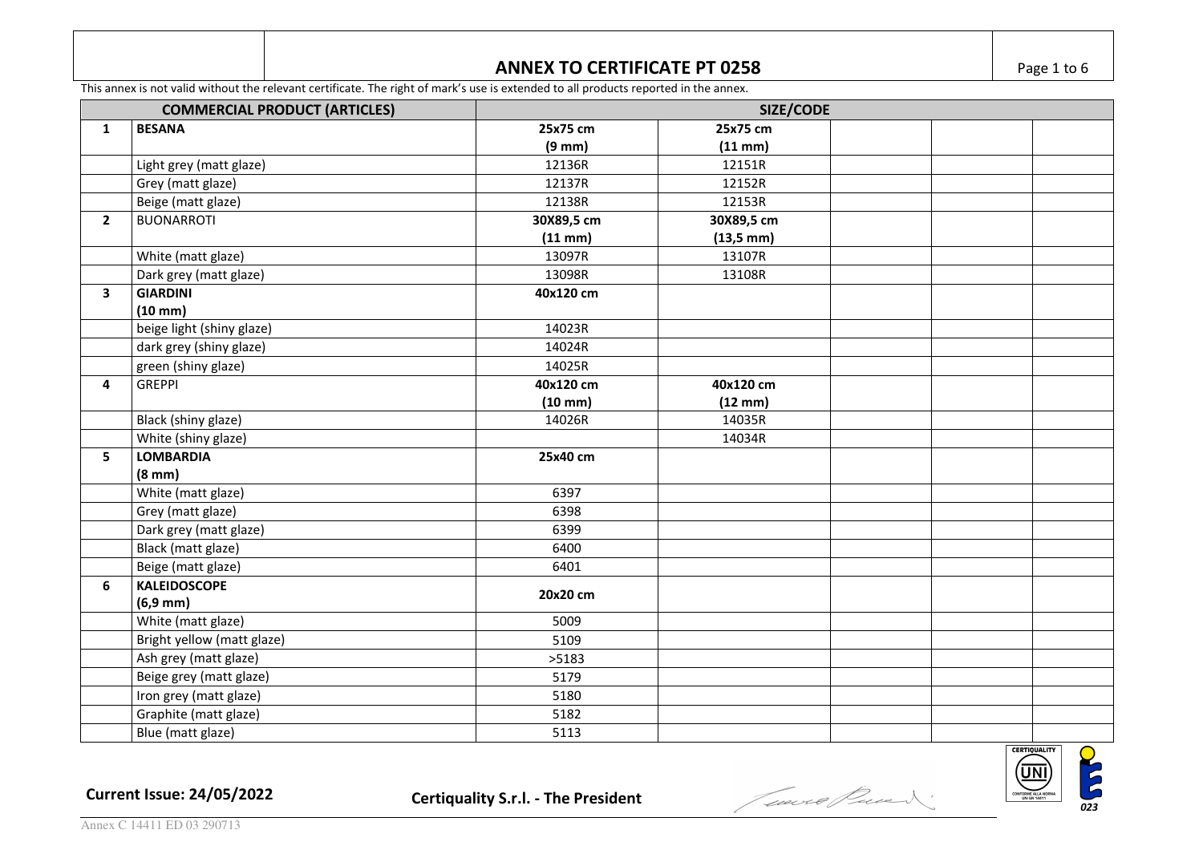## ANNEX TO CERTIFICATE PT 0258

This annex is not valid without the relevant certificate. The right of mark's use is extended to all products reported in the annex.

| | COMMERCIAL PRODUCT (ARTICLES) | SIZE/CODE | | | | |
|---|---|---|---|---|---|---|
| **1** | **BESANA** | **25x75 cm (9 mm)** | **25x75 cm (11 mm)** | | | |
| | Light grey (matt glaze) | 12136R | 12151R | | | |
| | Grey (matt glaze) | 12137R | 12152R | | | |
| | Beige (matt glaze) | 12138R | 12153R | | | |
| **2** | BUONARROTI | **30X89,5 cm (11 mm)** | **30X89,5 cm (13,5 mm)** | | | |
| | White (matt glaze) | 13097R | 13107R | | | |
| | Dark grey (matt glaze) | 13098R | 13108R | | | |
| **3** | **GIARDINI (10 mm)** | **40x120 cm** | | | | |
| | beige light (shiny glaze) | 14023R | | | | |
| | dark grey (shiny glaze) | 14024R | | | | |
| | green (shiny glaze) | 14025R | | | | |
| **4** | GREPPI | **40x120 cm (10 mm)** | **40x120 cm (12 mm)** | | | |
| | Black (shiny glaze) | 14026R | 14035R | | | |
| | White (shiny glaze) | | 14034R | | | |
| **5** | **LOMBARDIA (8 mm)** | **25x40 cm** | | | | |
| | White (matt glaze) | 6397 | | | | |
| | Grey (matt glaze) | 6398 | | | | |
| | Dark grey (matt glaze) | 6399 | | | | |
| | Black (matt glaze) | 6400 | | | | |
| | Beige (matt glaze) | 6401 | | | | |
| **6** | **KALEIDOSCOPE (6,9 mm)** | **20x20 cm** | | | | |
| | White (matt glaze) | 5009 | | | | |
| | Bright yellow (matt glaze) | 5109 | | | | |
| | Ash grey (matt glaze) | >5183 | | | | |
| | Beige grey (matt glaze) | 5179 | | | | |
| | Iron grey (matt glaze) | 5180 | | | | |
| | Graphite (matt glaze) | 5182 | | | | |
| | Blue (matt glaze) | 5113 | | | | |

**Current Issue: 24/05/2022** **Certiquality S.r.l. - The President**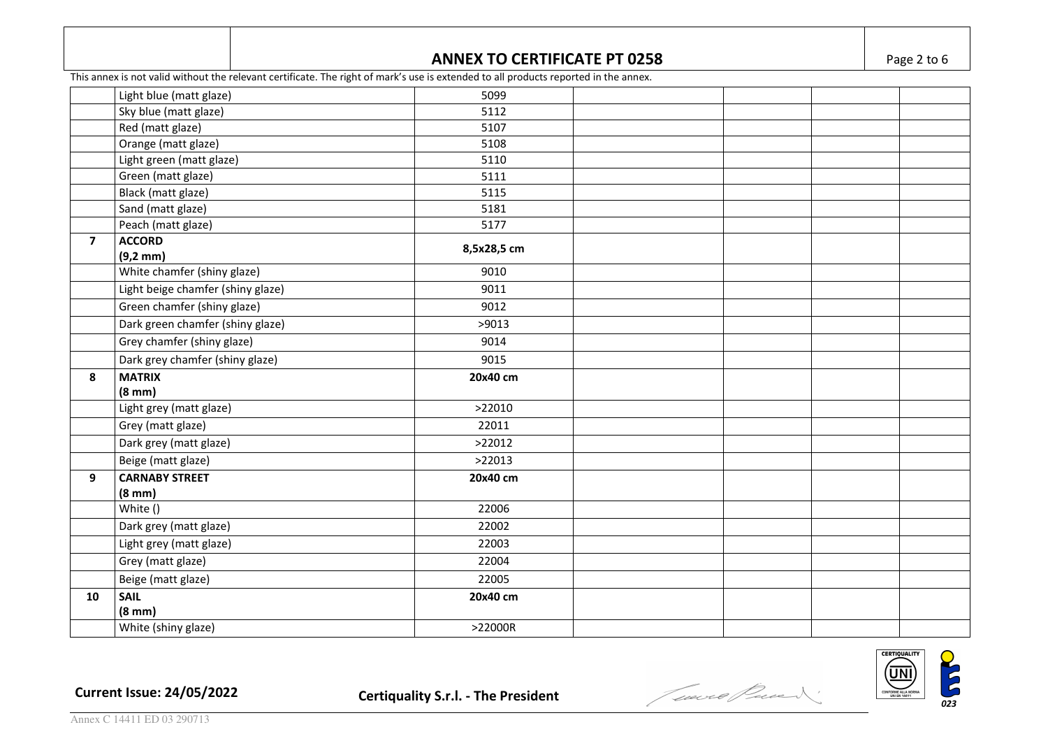## ANNEX TO CERTIFICATE PT 0258

This annex is not valid without the relevant certificate. The right of mark's use is extended to all products reported in the annex.

| | | | | | | |
|---|---|---|---|---|---|---|
| | Light blue (matt glaze) | 5099 | | | | |
| | Sky blue (matt glaze) | 5112 | | | | |
| | Red (matt glaze) | 5107 | | | | |
| | Orange (matt glaze) | 5108 | | | | |
| | Light green (matt glaze) | 5110 | | | | |
| | Green (matt glaze) | 5111 | | | | |
| | Black (matt glaze) | 5115 | | | | |
| | Sand (matt glaze) | 5181 | | | | |
| | Peach (matt glaze) | 5177 | | | | |
| **7** | **ACCORD (9,2 mm)** | **8,5x28,5 cm** | | | | |
| | White chamfer (shiny glaze) | 9010 | | | | |
| | Light beige chamfer (shiny glaze) | 9011 | | | | |
| | Green chamfer (shiny glaze) | 9012 | | | | |
| | Dark green chamfer (shiny glaze) | >9013 | | | | |
| | Grey chamfer (shiny glaze) | 9014 | | | | |
| | Dark grey chamfer (shiny glaze) | 9015 | | | | |
| **8** | **MATRIX (8 mm)** | **20x40 cm** | | | | |
| | Light grey (matt glaze) | >22010 | | | | |
| | Grey (matt glaze) | 22011 | | | | |
| | Dark grey (matt glaze) | >22012 | | | | |
| | Beige (matt glaze) | >22013 | | | | |
| **9** | **CARNABY STREET (8 mm)** | **20x40 cm** | | | | |
| | White () | 22006 | | | | |
| | Dark grey (matt glaze) | 22002 | | | | |
| | Light grey (matt glaze) | 22003 | | | | |
| | Grey (matt glaze) | 22004 | | | | |
| | Beige (matt glaze) | 22005 | | | | |
| **10** | **SAIL (8 mm)** | **20x40 cm** | | | | |
| | White (shiny glaze) | >22000R | | | | |

**Current Issue: 24/05/2022** **Certiquality S.r.l. - The President**

Annex C 14411 ED 03 290713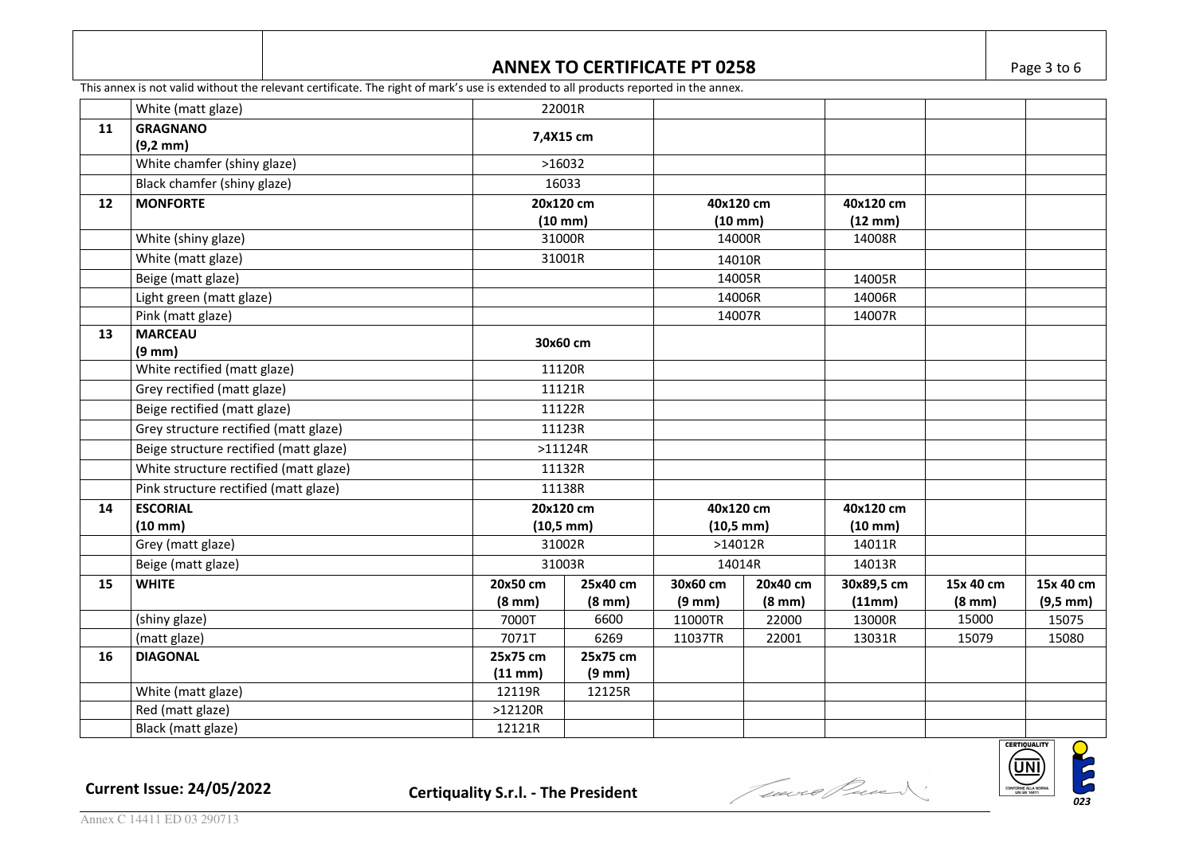This annex is not valid without the relevant certificate. The right of mark's use is extended to all products reported in the annex.

| | | | | | | | | |
|---|---|---|---|---|---|---|---|---|
| | White (matt glaze) | 22001R | | | | | | |
| **11** | **GRAGNANO (9,2 mm)** | **7,4X15 cm** | | | | | | |
| | White chamfer (shiny glaze) | >16032 | | | | | | |
| | Black chamfer (shiny glaze) | 16033 | | | | | | |
| **12** | **MONFORTE** | **20x120 cm (10 mm)** | | **40x120 cm (10 mm)** | | **40x120 cm (12 mm)** | | |
| | White (shiny glaze) | 31000R | | 14000R | | 14008R | | |
| | White (matt glaze) | 31001R | | 14010R | | | | |
| | Beige (matt glaze) | | | 14005R | | 14005R | | |
| | Light green (matt glaze) | | | 14006R | | 14006R | | |
| | Pink (matt glaze) | | | 14007R | | 14007R | | |
| **13** | **MARCEAU (9 mm)** | **30x60 cm** | | | | | | |
| | White rectified (matt glaze) | 11120R | | | | | | |
| | Grey rectified (matt glaze) | 11121R | | | | | | |
| | Beige rectified (matt glaze) | 11122R | | | | | | |
| | Grey structure rectified (matt glaze) | 11123R | | | | | | |
| | Beige structure rectified (matt glaze) | >11124R | | | | | | |
| | White structure rectified (matt glaze) | 11132R | | | | | | |
| | Pink structure rectified (matt glaze) | 11138R | | | | | | |
| **14** | **ESCORIAL (10 mm)** | **20x120 cm (10,5 mm)** | | **40x120 cm (10,5 mm)** | | **40x120 cm (10 mm)** | | |
| | Grey (matt glaze) | 31002R | | >14012R | | 14011R | | |
| | Beige (matt glaze) | 31003R | | 14014R | | 14013R | | |
| **15** | **WHITE** | **20x50 cm (8 mm)** | **25x40 cm (8 mm)** | **30x60 cm (9 mm)** | **20x40 cm (8 mm)** | **30x89,5 cm (11mm)** | **15x 40 cm (8 mm)** | **15x 40 cm (9,5 mm)** |
| | (shiny glaze) | 7000T | 6600 | 11000TR | 22000 | 13000R | 15000 | 15075 |
| | (matt glaze) | 7071T | 6269 | 11037TR | 22001 | 13031R | 15079 | 15080 |
| **16** | **DIAGONAL** | **25x75 cm (11 mm)** | **25x75 cm (9 mm)** | | | | | |
| | White (matt glaze) | 12119R | 12125R | | | | | |
| | Red (matt glaze) | >12120R | | | | | | |
| | Black (matt glaze) | 12121R | | | | | | |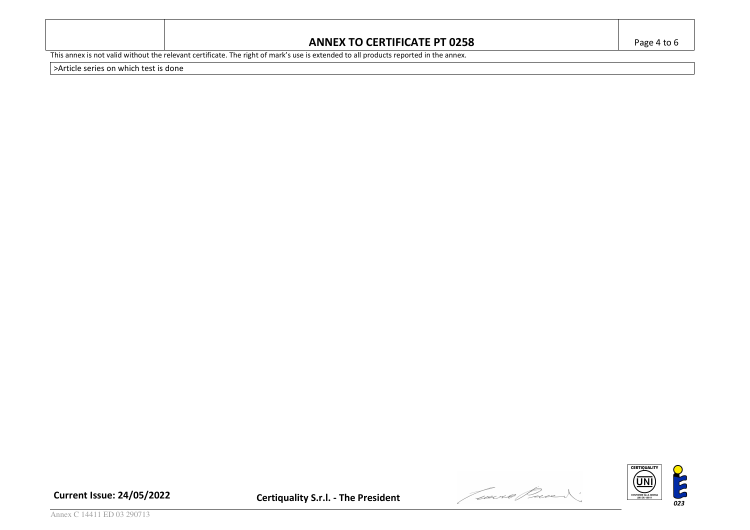# ANNEX TO CERTIFICATE PT 0258

This annex is not valid without the relevant certificate. The right of mark's use is extended to all products reported in the annex.

>Article series on which test is done

**Current Issue: 24/05/2022**

**Certiquality S.r.l. - The President**